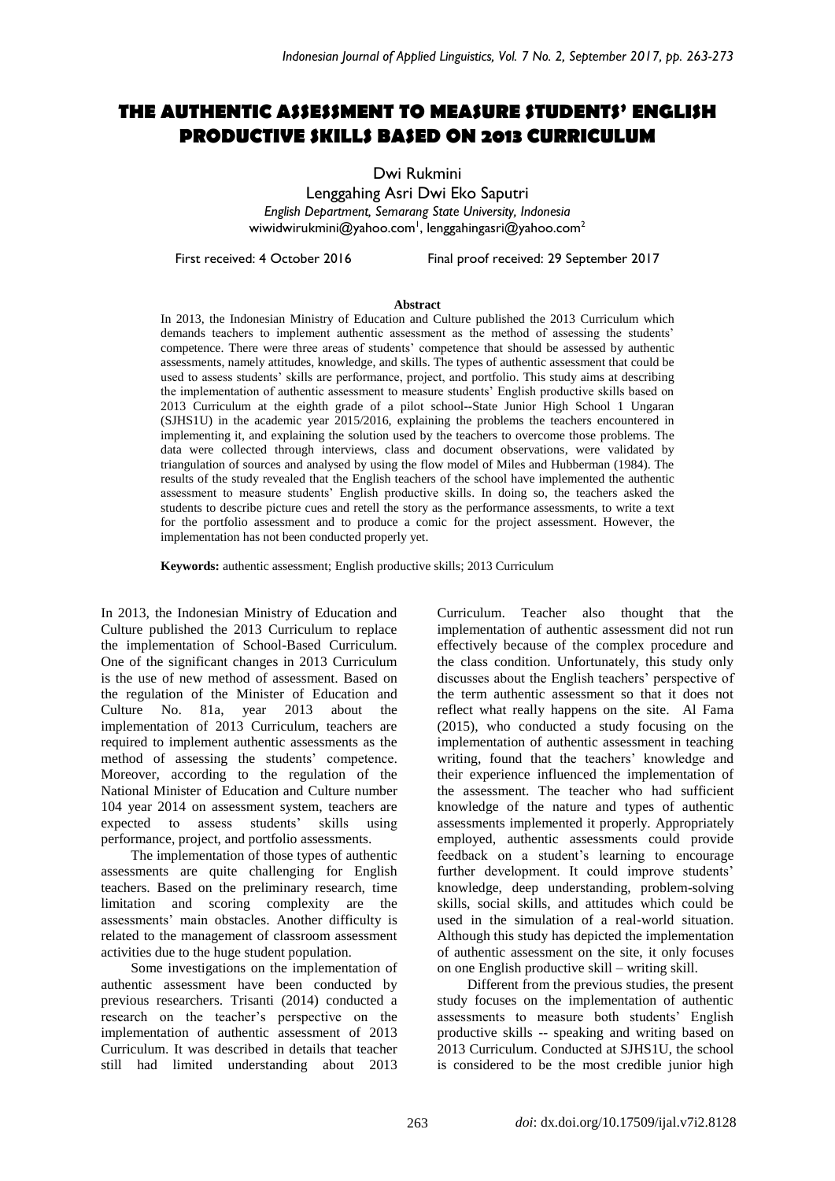# THE AUTHENTIC ASSESSMENT TO MEASURE STUDENTS' ENGLISH PRODUCTIVE SKILLS BASED ON 2013 CURRICULUM

Dwi Rukmini

Lenggahing Asri Dwi Eko Saputri

*English Department, Semarang State University, Indonesia*

wiwidwirukmini@yahoo.com[1], lenggahingasri@yahoo.com[2]

First received: 4 October 2016 Final proof received: 29 September 2017

**Abstract**

In 2013, the Indonesian Ministry of Education and Culture published the 2013 Curriculum which demands teachers to implement authentic assessment as the method of assessing the students' competence. There were three areas of students' competence that should be assessed by authentic assessments, namely attitudes, knowledge, and skills. The types of authentic assessment that could be used to assess students' skills are performance, project, and portfolio. This study aims at describing the implementation of authentic assessment to measure students' English productive skills based on 2013 Curriculum at the eighth grade of a pilot school--State Junior High School 1 Ungaran (SJHS1U) in the academic year 2015/2016, explaining the problems the teachers encountered in implementing it, and explaining the solution used by the teachers to overcome those problems. The data were collected through interviews, class and document observations, were validated by triangulation of sources and analysed by using the flow model of Miles and Hubberman (1984). The results of the study revealed that the English teachers of the school have implemented the authentic assessment to measure students' English productive skills. In doing so, the teachers asked the students to describe picture cues and retell the story as the performance assessments, to write a text for the portfolio assessment and to produce a comic for the project assessment. However, the implementation has not been conducted properly yet.

**Keywords:** authentic assessment; English productive skills; 2013 Curriculum

In 2013, the Indonesian Ministry of Education and Culture published the 2013 Curriculum to replace the implementation of School-Based Curriculum. One of the significant changes in 2013 Curriculum is the use of new method of assessment. Based on the regulation of the Minister of Education and Culture No. 81a, year 2013 about the implementation of 2013 Curriculum, teachers are required to implement authentic assessments as the method of assessing the students' competence. Moreover, according to the regulation of the National Minister of Education and Culture number 104 year 2014 on assessment system, teachers are expected to assess students' skills using performance, project, and portfolio assessments.

The implementation of those types of authentic assessments are quite challenging for English teachers. Based on the preliminary research, time limitation and scoring complexity are the assessments' main obstacles. Another difficulty is related to the management of classroom assessment activities due to the huge student population.

Some investigations on the implementation of authentic assessment have been conducted by previous researchers. Trisanti (2014) conducted a research on the teacher's perspective on the implementation of authentic assessment of 2013 Curriculum. It was described in details that teacher still had limited understanding about 2013 Curriculum. Teacher also thought that the implementation of authentic assessment did not run effectively because of the complex procedure and the class condition. Unfortunately, this study only discusses about the English teachers' perspective of the term authentic assessment so that it does not reflect what really happens on the site. Al Fama (2015), who conducted a study focusing on the implementation of authentic assessment in teaching writing, found that the teachers' knowledge and their experience influenced the implementation of the assessment. The teacher who had sufficient knowledge of the nature and types of authentic assessments implemented it properly. Appropriately employed, authentic assessments could provide feedback on a student's learning to encourage further development. It could improve students' knowledge, deep understanding, problem-solving skills, social skills, and attitudes which could be used in the simulation of a real-world situation. Although this study has depicted the implementation of authentic assessment on the site, it only focuses on one English productive skill – writing skill.

Different from the previous studies, the present study focuses on the implementation of authentic assessments to measure both students' English productive skills -- speaking and writing based on 2013 Curriculum. Conducted at SJHS1U, the school is considered to be the most credible junior high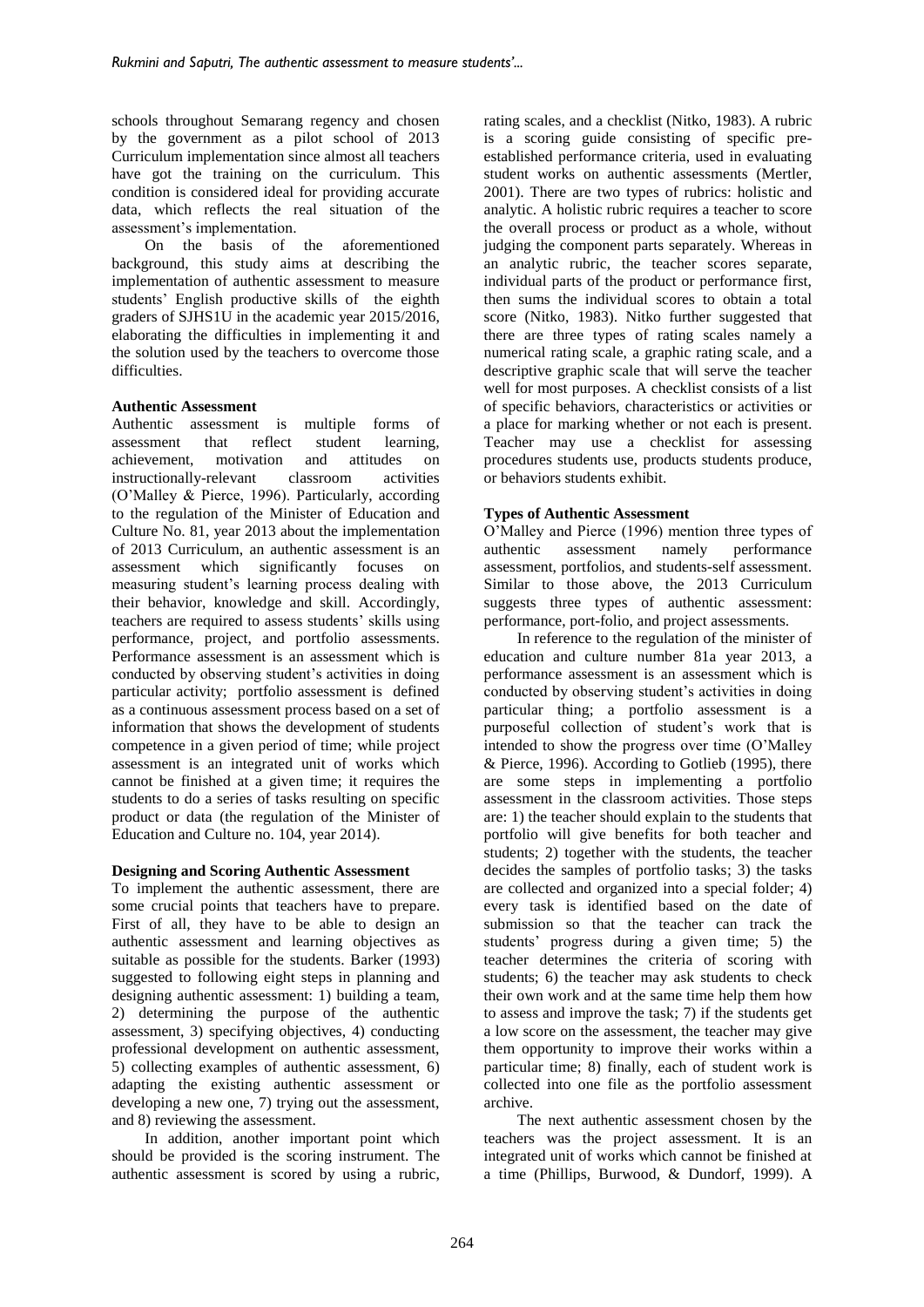schools throughout Semarang regency and chosen by the government as a pilot school of 2013 Curriculum implementation since almost all teachers have got the training on the curriculum. This condition is considered ideal for providing accurate data, which reflects the real situation of the assessment's implementation.

On the basis of the aforementioned background, this study aims at describing the implementation of authentic assessment to measure students' English productive skills of the eighth graders of SJHS1U in the academic year 2015/2016, elaborating the difficulties in implementing it and the solution used by the teachers to overcome those difficulties.

**Authentic Assessment**

Authentic assessment is multiple forms of assessment that reflect student learning, achievement, motivation and attitudes on instructionally-relevant classroom activities (O'Malley & Pierce, 1996). Particularly, according to the regulation of the Minister of Education and Culture No. 81, year 2013 about the implementation of 2013 Curriculum, an authentic assessment is an assessment which significantly focuses on measuring student's learning process dealing with their behavior, knowledge and skill. Accordingly, teachers are required to assess students' skills using performance, project, and portfolio assessments. Performance assessment is an assessment which is conducted by observing student's activities in doing particular activity; portfolio assessment is defined as a continuous assessment process based on a set of information that shows the development of students competence in a given period of time; while project assessment is an integrated unit of works which cannot be finished at a given time; it requires the students to do a series of tasks resulting on specific product or data (the regulation of the Minister of Education and Culture no. 104, year 2014).

**Designing and Scoring Authentic Assessment**

To implement the authentic assessment, there are some crucial points that teachers have to prepare. First of all, they have to be able to design an authentic assessment and learning objectives as suitable as possible for the students. Barker (1993) suggested to following eight steps in planning and designing authentic assessment: 1) building a team, 2) determining the purpose of the authentic assessment, 3) specifying objectives, 4) conducting professional development on authentic assessment, 5) collecting examples of authentic assessment, 6) adapting the existing authentic assessment or developing a new one, 7) trying out the assessment, and 8) reviewing the assessment.

In addition, another important point which should be provided is the scoring instrument. The authentic assessment is scored by using a rubric, rating scales, and a checklist (Nitko, 1983). A rubric is a scoring guide consisting of specific pre-established performance criteria, used in evaluating student works on authentic assessments (Mertler, 2001). There are two types of rubrics: holistic and analytic. A holistic rubric requires a teacher to score the overall process or product as a whole, without judging the component parts separately. Whereas in an analytic rubric, the teacher scores separate, individual parts of the product or performance first, then sums the individual scores to obtain a total score (Nitko, 1983). Nitko further suggested that there are three types of rating scales namely a numerical rating scale, a graphic rating scale, and a descriptive graphic scale that will serve the teacher well for most purposes. A checklist consists of a list of specific behaviors, characteristics or activities or a place for marking whether or not each is present. Teacher may use a checklist for assessing procedures students use, products students produce, or behaviors students exhibit.

**Types of Authentic Assessment**

O'Malley and Pierce (1996) mention three types of authentic assessment namely performance assessment, portfolios, and students-self assessment. Similar to those above, the 2013 Curriculum suggests three types of authentic assessment: performance, port-folio, and project assessments.

In reference to the regulation of the minister of education and culture number 81a year 2013, a performance assessment is an assessment which is conducted by observing student's activities in doing particular thing; a portfolio assessment is a purposeful collection of student's work that is intended to show the progress over time (O'Malley & Pierce, 1996). According to Gotlieb (1995), there are some steps in implementing a portfolio assessment in the classroom activities. Those steps are: 1) the teacher should explain to the students that portfolio will give benefits for both teacher and students; 2) together with the students, the teacher decides the samples of portfolio tasks; 3) the tasks are collected and organized into a special folder; 4) every task is identified based on the date of submission so that the teacher can track the students' progress during a given time; 5) the teacher determines the criteria of scoring with students; 6) the teacher may ask students to check their own work and at the same time help them how to assess and improve the task; 7) if the students get a low score on the assessment, the teacher may give them opportunity to improve their works within a particular time; 8) finally, each of student work is collected into one file as the portfolio assessment archive.

The next authentic assessment chosen by the teachers was the project assessment. It is an integrated unit of works which cannot be finished at a time (Phillips, Burwood, & Dundorf, 1999). A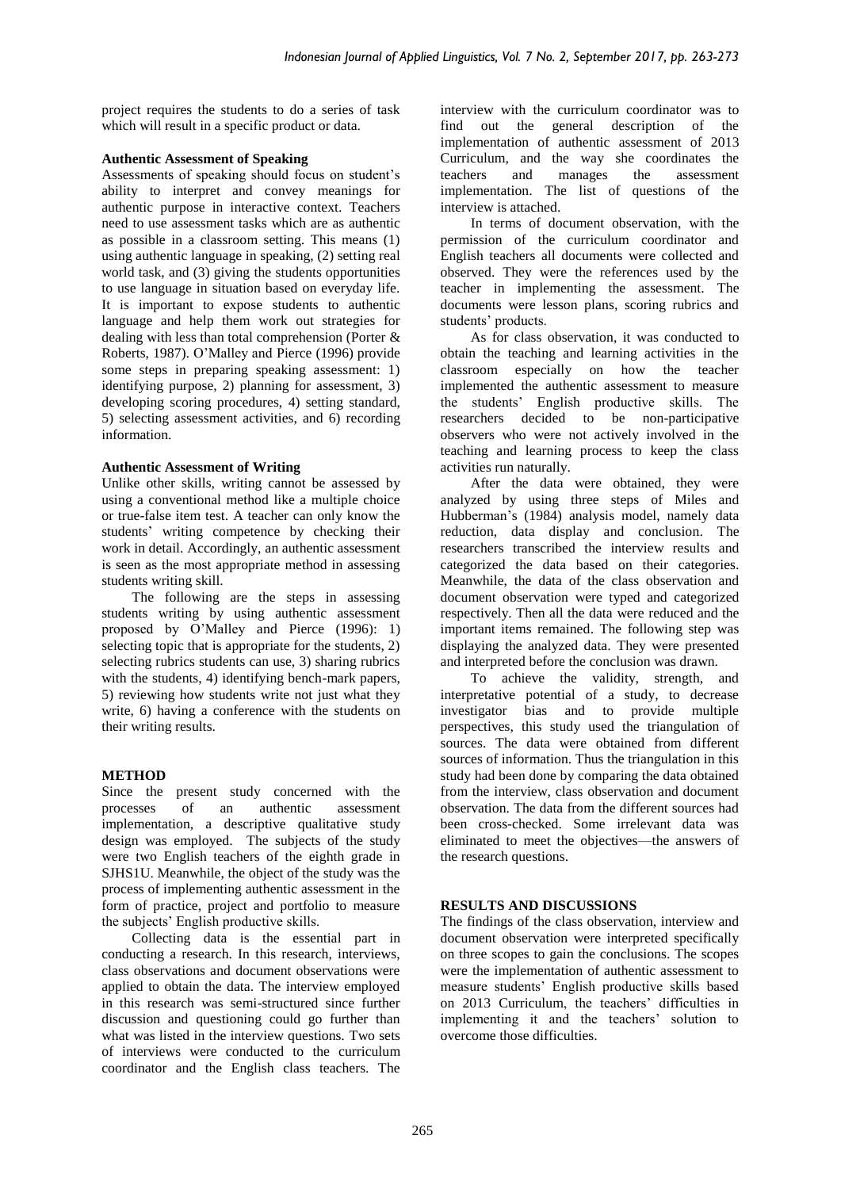project requires the students to do a series of task which will result in a specific product or data.

**Authentic Assessment of Speaking**

Assessments of speaking should focus on student's ability to interpret and convey meanings for authentic purpose in interactive context. Teachers need to use assessment tasks which are as authentic as possible in a classroom setting. This means (1) using authentic language in speaking, (2) setting real world task, and (3) giving the students opportunities to use language in situation based on everyday life. It is important to expose students to authentic language and help them work out strategies for dealing with less than total comprehension (Porter & Roberts, 1987). O'Malley and Pierce (1996) provide some steps in preparing speaking assessment: 1) identifying purpose, 2) planning for assessment, 3) developing scoring procedures, 4) setting standard, 5) selecting assessment activities, and 6) recording information.

**Authentic Assessment of Writing**

Unlike other skills, writing cannot be assessed by using a conventional method like a multiple choice or true-false item test. A teacher can only know the students' writing competence by checking their work in detail. Accordingly, an authentic assessment is seen as the most appropriate method in assessing students writing skill.

The following are the steps in assessing students writing by using authentic assessment proposed by O'Malley and Pierce (1996): 1) selecting topic that is appropriate for the students, 2) selecting rubrics students can use, 3) sharing rubrics with the students, 4) identifying bench-mark papers, 5) reviewing how students write not just what they write, 6) having a conference with the students on their writing results.

**METHOD**

Since the present study concerned with the processes of an authentic assessment implementation, a descriptive qualitative study design was employed. The subjects of the study were two English teachers of the eighth grade in SJHS1U. Meanwhile, the object of the study was the process of implementing authentic assessment in the form of practice, project and portfolio to measure the subjects' English productive skills.

Collecting data is the essential part in conducting a research. In this research, interviews, class observations and document observations were applied to obtain the data. The interview employed in this research was semi-structured since further discussion and questioning could go further than what was listed in the interview questions. Two sets of interviews were conducted to the curriculum coordinator and the English class teachers. The interview with the curriculum coordinator was to find out the general description of the implementation of authentic assessment of 2013 Curriculum, and the way she coordinates the teachers and manages the assessment implementation. The list of questions of the interview is attached.

In terms of document observation, with the permission of the curriculum coordinator and English teachers all documents were collected and observed. They were the references used by the teacher in implementing the assessment. The documents were lesson plans, scoring rubrics and students' products.

As for class observation, it was conducted to obtain the teaching and learning activities in the classroom especially on how the teacher implemented the authentic assessment to measure the students' English productive skills. The researchers decided to be non-participative observers who were not actively involved in the teaching and learning process to keep the class activities run naturally.

After the data were obtained, they were analyzed by using three steps of Miles and Hubberman's (1984) analysis model, namely data reduction, data display and conclusion. The researchers transcribed the interview results and categorized the data based on their categories. Meanwhile, the data of the class observation and document observation were typed and categorized respectively. Then all the data were reduced and the important items remained. The following step was displaying the analyzed data. They were presented and interpreted before the conclusion was drawn.

To achieve the validity, strength, and interpretative potential of a study, to decrease investigator bias and to provide multiple perspectives, this study used the triangulation of sources. The data were obtained from different sources of information. Thus the triangulation in this study had been done by comparing the data obtained from the interview, class observation and document observation. The data from the different sources had been cross-checked. Some irrelevant data was eliminated to meet the objectives—the answers of the research questions.

**RESULTS AND DISCUSSIONS**

The findings of the class observation, interview and document observation were interpreted specifically on three scopes to gain the conclusions. The scopes were the implementation of authentic assessment to measure students' English productive skills based on 2013 Curriculum, the teachers' difficulties in implementing it and the teachers' solution to overcome those difficulties.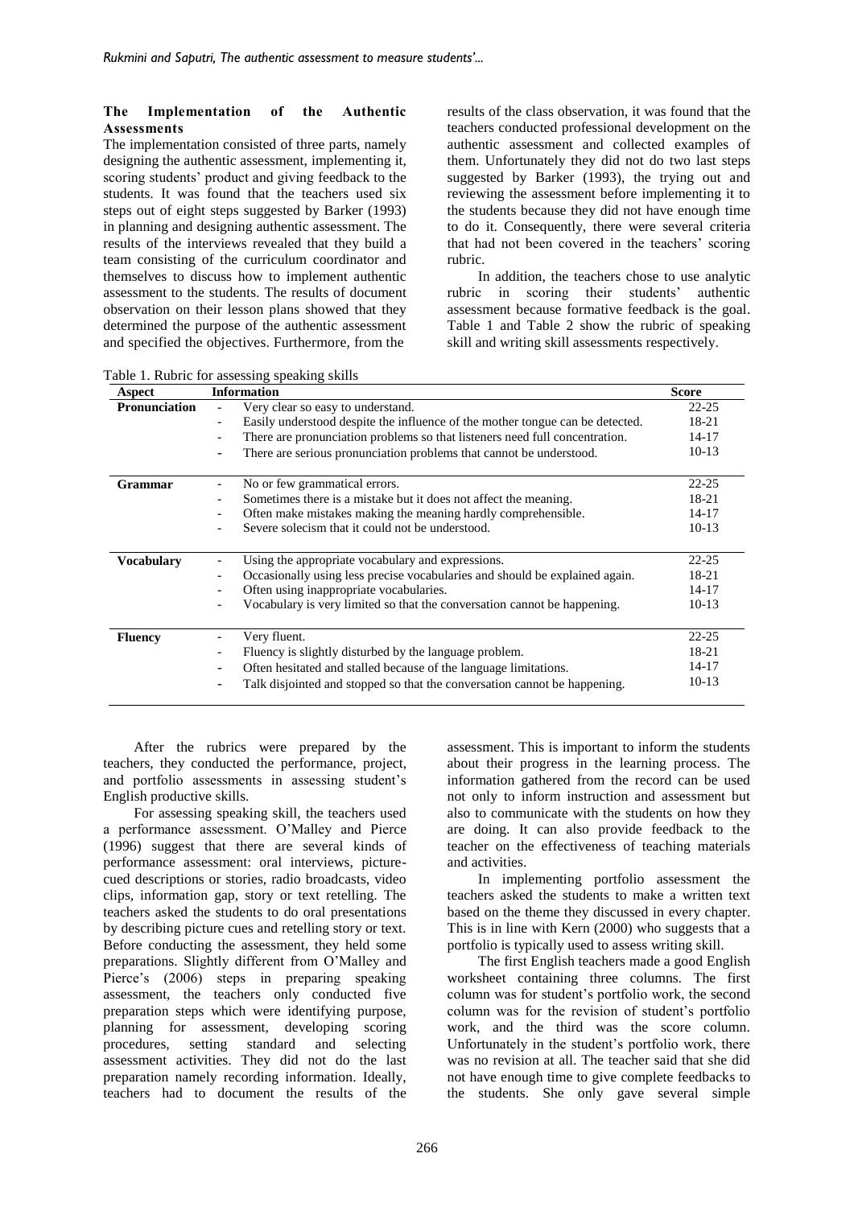### The Implementation of the Authentic Assessments

The implementation consisted of three parts, namely designing the authentic assessment, implementing it, scoring students' product and giving feedback to the students. It was found that the teachers used six steps out of eight steps suggested by Barker (1993) in planning and designing authentic assessment. The results of the interviews revealed that they build a team consisting of the curriculum coordinator and themselves to discuss how to implement authentic assessment to the students. The results of document observation on their lesson plans showed that they determined the purpose of the authentic assessment and specified the objectives. Furthermore, from the results of the class observation, it was found that the teachers conducted professional development on the authentic assessment and collected examples of them. Unfortunately they did not do two last steps suggested by Barker (1993), the trying out and reviewing the assessment before implementing it to the students because they did not have enough time to do it. Consequently, there were several criteria that had not been covered in the teachers' scoring rubric.

In addition, the teachers chose to use analytic rubric in scoring their students' authentic assessment because formative feedback is the goal. Table 1 and Table 2 show the rubric of speaking skill and writing skill assessments respectively.

Table 1. Rubric for assessing speaking skills

| Aspect | Information | Score |
|---|---|---|
| **Pronunciation** | - Very clear so easy to understand. | 22-25 |
| | - Easily understood despite the influence of the mother tongue can be detected. | 18-21 |
| | - There are pronunciation problems so that listeners need full concentration. | 14-17 |
| | - There are serious pronunciation problems that cannot be understood. | 10-13 |
| **Grammar** | - No or few grammatical errors. | 22-25 |
| | - Sometimes there is a mistake but it does not affect the meaning. | 18-21 |
| | - Often make mistakes making the meaning hardly comprehensible. | 14-17 |
| | - Severe solecism that it could not be understood. | 10-13 |
| **Vocabulary** | - Using the appropriate vocabulary and expressions. | 22-25 |
| | - Occasionally using less precise vocabularies and should be explained again. | 18-21 |
| | - Often using inappropriate vocabularies. | 14-17 |
| | - Vocabulary is very limited so that the conversation cannot be happening. | 10-13 |
| **Fluency** | - Very fluent. | 22-25 |
| | - Fluency is slightly disturbed by the language problem. | 18-21 |
| | - Often hesitated and stalled because of the language limitations. | 14-17 |
| | - Talk disjointed and stopped so that the conversation cannot be happening. | 10-13 |

After the rubrics were prepared by the teachers, they conducted the performance, project, and portfolio assessments in assessing student's English productive skills.

For assessing speaking skill, the teachers used a performance assessment. O'Malley and Pierce (1996) suggest that there are several kinds of performance assessment: oral interviews, picture-cued descriptions or stories, radio broadcasts, video clips, information gap, story or text retelling. The teachers asked the students to do oral presentations by describing picture cues and retelling story or text. Before conducting the assessment, they held some preparations. Slightly different from O'Malley and Pierce's (2006) steps in preparing speaking assessment, the teachers only conducted five preparation steps which were identifying purpose, planning for assessment, developing scoring procedures, setting standard and selecting assessment activities. They did not do the last preparation namely recording information. Ideally, teachers had to document the results of the assessment. This is important to inform the students about their progress in the learning process. The information gathered from the record can be used not only to inform instruction and assessment but also to communicate with the students on how they are doing. It can also provide feedback to the teacher on the effectiveness of teaching materials and activities.

In implementing portfolio assessment the teachers asked the students to make a written text based on the theme they discussed in every chapter. This is in line with Kern (2000) who suggests that a portfolio is typically used to assess writing skill.

The first English teachers made a good English worksheet containing three columns. The first column was for student's portfolio work, the second column was for the revision of student's portfolio work, and the third was the score column. Unfortunately in the student's portfolio work, there was no revision at all. The teacher said that she did not have enough time to give complete feedbacks to the students. She only gave several simple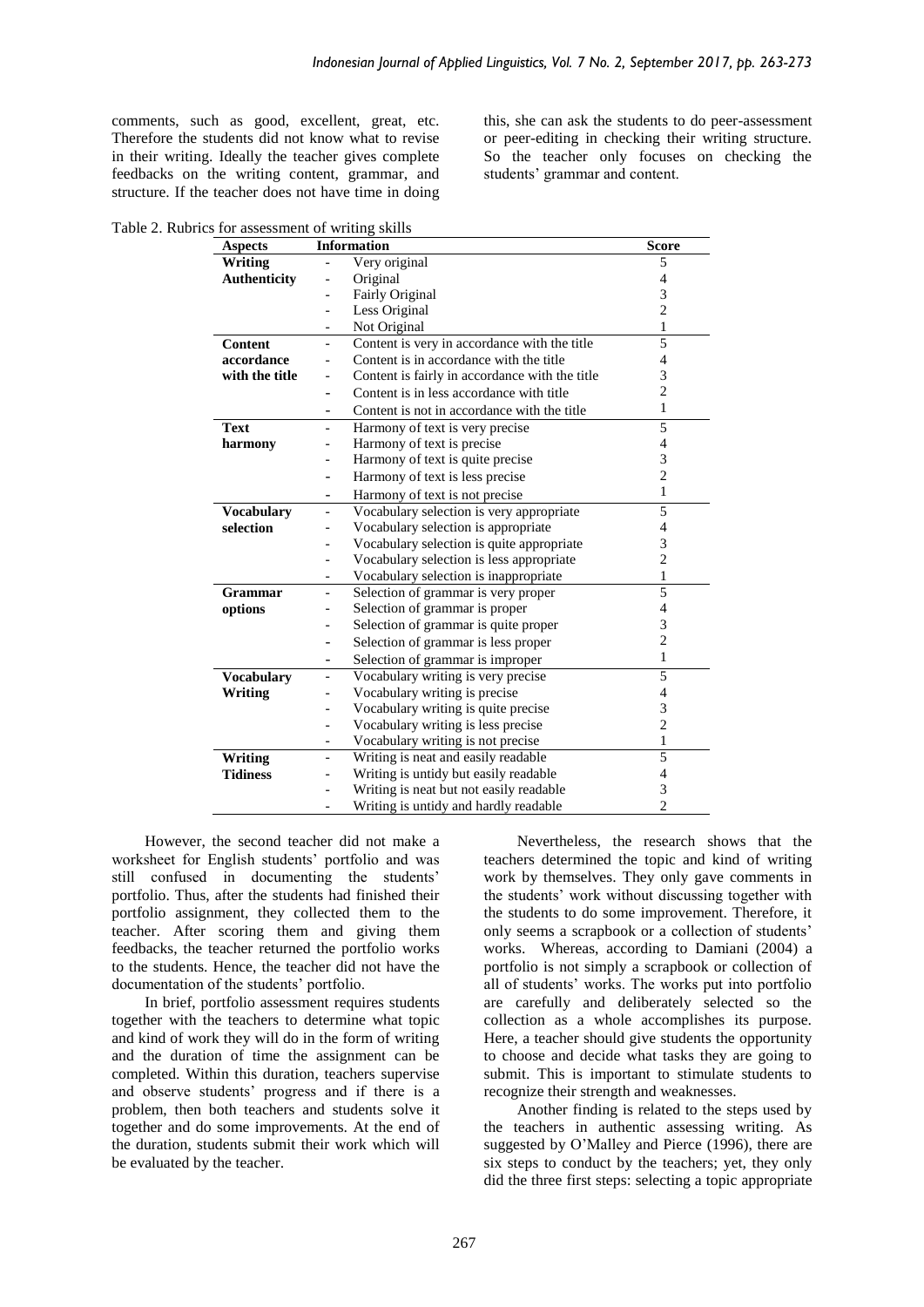comments, such as good, excellent, great, etc. Therefore the students did not know what to revise in their writing. Ideally the teacher gives complete feedbacks on the writing content, grammar, and structure. If the teacher does not have time in doing this, she can ask the students to do peer-assessment or peer-editing in checking their writing structure. So the teacher only focuses on checking the students' grammar and content.

Table 2. Rubrics for assessment of writing skills

| Aspects | Information | Score |
|---|---|---|
| **Writing Authenticity** | - Very original | 5 |
| | - Original | 4 |
| | - Fairly Original | 3 |
| | - Less Original | 2 |
| | - Not Original | 1 |
| **Content accordance with the title** | - Content is very in accordance with the title | 5 |
| | - Content is in accordance with the title | 4 |
| | - Content is fairly in accordance with the title | 3 |
| | - Content is in less accordance with title | 2 |
| | - Content is not in accordance with the title | 1 |
| **Text harmony** | - Harmony of text is very precise | 5 |
| | - Harmony of text is precise | 4 |
| | - Harmony of text is quite precise | 3 |
| | - Harmony of text is less precise | 2 |
| | - Harmony of text is not precise | 1 |
| **Vocabulary selection** | - Vocabulary selection is very appropriate | 5 |
| | - Vocabulary selection is appropriate | 4 |
| | - Vocabulary selection is quite appropriate | 3 |
| | - Vocabulary selection is less appropriate | 2 |
| | - Vocabulary selection is inappropriate | 1 |
| **Grammar options** | - Selection of grammar is very proper | 5 |
| | - Selection of grammar is proper | 4 |
| | - Selection of grammar is quite proper | 3 |
| | - Selection of grammar is less proper | 2 |
| | - Selection of grammar is improper | 1 |
| **Vocabulary Writing** | - Vocabulary writing is very precise | 5 |
| | - Vocabulary writing is precise | 4 |
| | - Vocabulary writing is quite precise | 3 |
| | - Vocabulary writing is less precise | 2 |
| | - Vocabulary writing is not precise | 1 |
| **Writing Tidiness** | - Writing is neat and easily readable | 5 |
| | - Writing is untidy but easily readable | 4 |
| | - Writing is neat but not easily readable | 3 |
| | - Writing is untidy and hardly readable | 2 |

However, the second teacher did not make a worksheet for English students' portfolio and was still confused in documenting the students' portfolio. Thus, after the students had finished their portfolio assignment, they collected them to the teacher. After scoring them and giving them feedbacks, the teacher returned the portfolio works to the students. Hence, the teacher did not have the documentation of the students' portfolio.

In brief, portfolio assessment requires students together with the teachers to determine what topic and kind of work they will do in the form of writing and the duration of time the assignment can be completed. Within this duration, teachers supervise and observe students' progress and if there is a problem, then both teachers and students solve it together and do some improvements. At the end of the duration, students submit their work which will be evaluated by the teacher.

Nevertheless, the research shows that the teachers determined the topic and kind of writing work by themselves. They only gave comments in the students' work without discussing together with the students to do some improvement. Therefore, it only seems a scrapbook or a collection of students' works. Whereas, according to Damiani (2004) a portfolio is not simply a scrapbook or collection of all of students' works. The works put into portfolio are carefully and deliberately selected so the collection as a whole accomplishes its purpose. Here, a teacher should give students the opportunity to choose and decide what tasks they are going to submit. This is important to stimulate students to recognize their strength and weaknesses.

Another finding is related to the steps used by the teachers in authentic assessing writing. As suggested by O'Malley and Pierce (1996), there are six steps to conduct by the teachers; yet, they only did the three first steps: selecting a topic appropriate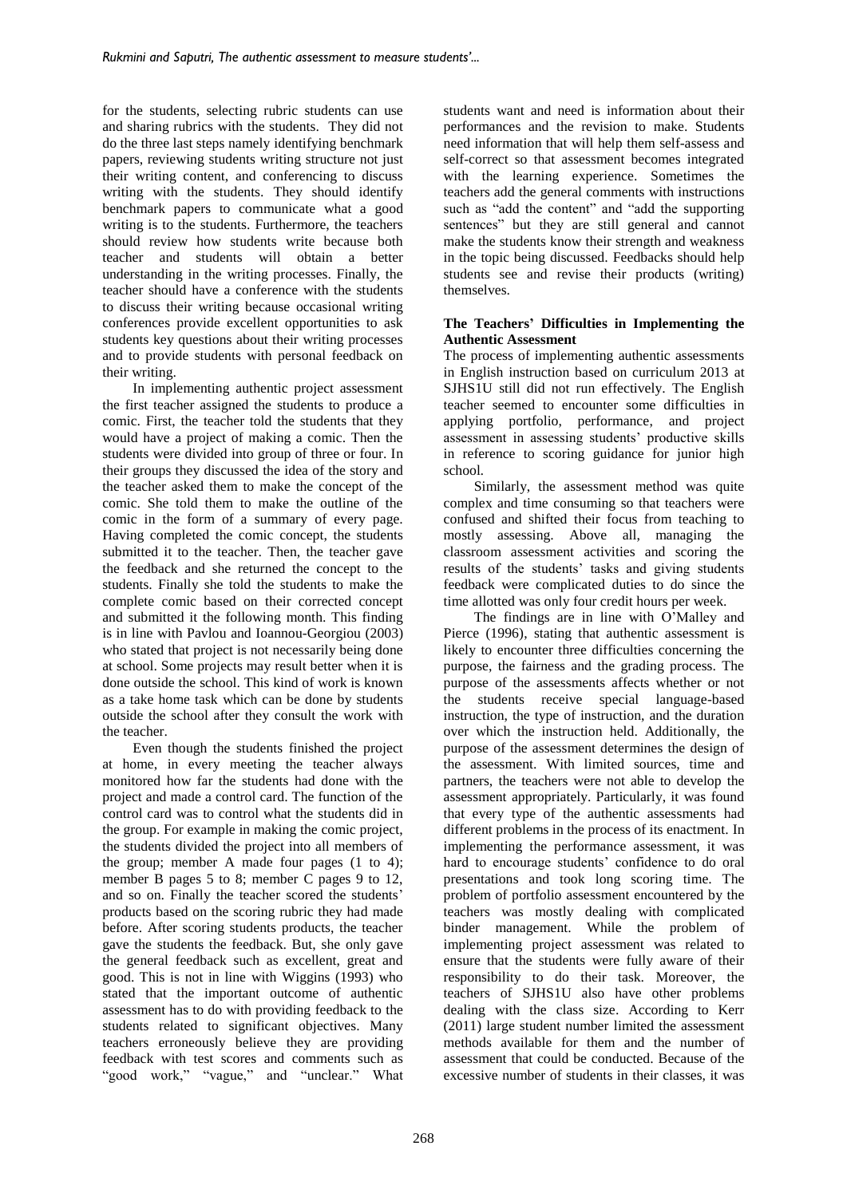for the students, selecting rubric students can use and sharing rubrics with the students. They did not do the three last steps namely identifying benchmark papers, reviewing students writing structure not just their writing content, and conferencing to discuss writing with the students. They should identify benchmark papers to communicate what a good writing is to the students. Furthermore, the teachers should review how students write because both teacher and students will obtain a better understanding in the writing processes. Finally, the teacher should have a conference with the students to discuss their writing because occasional writing conferences provide excellent opportunities to ask students key questions about their writing processes and to provide students with personal feedback on their writing.

In implementing authentic project assessment the first teacher assigned the students to produce a comic. First, the teacher told the students that they would have a project of making a comic. Then the students were divided into group of three or four. In their groups they discussed the idea of the story and the teacher asked them to make the concept of the comic. She told them to make the outline of the comic in the form of a summary of every page. Having completed the comic concept, the students submitted it to the teacher. Then, the teacher gave the feedback and she returned the concept to the students. Finally she told the students to make the complete comic based on their corrected concept and submitted it the following month. This finding is in line with Pavlou and Ioannou-Georgiou (2003) who stated that project is not necessarily being done at school. Some projects may result better when it is done outside the school. This kind of work is known as a take home task which can be done by students outside the school after they consult the work with the teacher.

Even though the students finished the project at home, in every meeting the teacher always monitored how far the students had done with the project and made a control card. The function of the control card was to control what the students did in the group. For example in making the comic project, the students divided the project into all members of the group; member A made four pages (1 to 4); member B pages 5 to 8; member C pages 9 to 12, and so on. Finally the teacher scored the students' products based on the scoring rubric they had made before. After scoring students products, the teacher gave the students the feedback. But, she only gave the general feedback such as excellent, great and good. This is not in line with Wiggins (1993) who stated that the important outcome of authentic assessment has to do with providing feedback to the students related to significant objectives. Many teachers erroneously believe they are providing feedback with test scores and comments such as "good work," "vague," and "unclear." What students want and need is information about their performances and the revision to make. Students need information that will help them self-assess and self-correct so that assessment becomes integrated with the learning experience. Sometimes the teachers add the general comments with instructions such as "add the content" and "add the supporting sentences" but they are still general and cannot make the students know their strength and weakness in the topic being discussed. Feedbacks should help students see and revise their products (writing) themselves.

**The Teachers' Difficulties in Implementing the Authentic Assessment**

The process of implementing authentic assessments in English instruction based on curriculum 2013 at SJHS1U still did not run effectively. The English teacher seemed to encounter some difficulties in applying portfolio, performance, and project assessment in assessing students' productive skills in reference to scoring guidance for junior high school.

Similarly, the assessment method was quite complex and time consuming so that teachers were confused and shifted their focus from teaching to mostly assessing. Above all, managing the classroom assessment activities and scoring the results of the students' tasks and giving students feedback were complicated duties to do since the time allotted was only four credit hours per week.

The findings are in line with O'Malley and Pierce (1996), stating that authentic assessment is likely to encounter three difficulties concerning the purpose, the fairness and the grading process. The purpose of the assessments affects whether or not the students receive special language-based instruction, the type of instruction, and the duration over which the instruction held. Additionally, the purpose of the assessment determines the design of the assessment. With limited sources, time and partners, the teachers were not able to develop the assessment appropriately. Particularly, it was found that every type of the authentic assessments had different problems in the process of its enactment. In implementing the performance assessment, it was hard to encourage students' confidence to do oral presentations and took long scoring time. The problem of portfolio assessment encountered by the teachers was mostly dealing with complicated binder management. While the problem of implementing project assessment was related to ensure that the students were fully aware of their responsibility to do their task. Moreover, the teachers of SJHS1U also have other problems dealing with the class size. According to Kerr (2011) large student number limited the assessment methods available for them and the number of assessment that could be conducted. Because of the excessive number of students in their classes, it was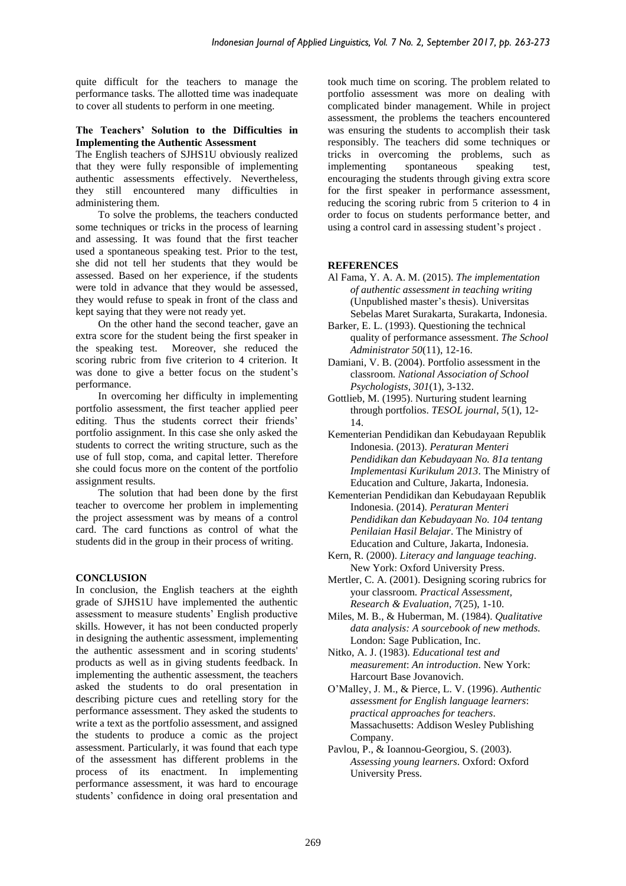quite difficult for the teachers to manage the performance tasks. The allotted time was inadequate to cover all students to perform in one meeting.

**The Teachers' Solution to the Difficulties in Implementing the Authentic Assessment**

The English teachers of SJHS1U obviously realized that they were fully responsible of implementing authentic assessments effectively. Nevertheless, they still encountered many difficulties in administering them.

To solve the problems, the teachers conducted some techniques or tricks in the process of learning and assessing. It was found that the first teacher used a spontaneous speaking test. Prior to the test, she did not tell her students that they would be assessed. Based on her experience, if the students were told in advance that they would be assessed, they would refuse to speak in front of the class and kept saying that they were not ready yet.

On the other hand the second teacher, gave an extra score for the student being the first speaker in the speaking test. Moreover, she reduced the scoring rubric from five criterion to 4 criterion. It was done to give a better focus on the student's performance.

In overcoming her difficulty in implementing portfolio assessment, the first teacher applied peer editing. Thus the students correct their friends' portfolio assignment. In this case she only asked the students to correct the writing structure, such as the use of full stop, coma, and capital letter. Therefore she could focus more on the content of the portfolio assignment results.

The solution that had been done by the first teacher to overcome her problem in implementing the project assessment was by means of a control card. The card functions as control of what the students did in the group in their process of writing.

## CONCLUSION

In conclusion, the English teachers at the eighth grade of SJHS1U have implemented the authentic assessment to measure students' English productive skills. However, it has not been conducted properly in designing the authentic assessment, implementing the authentic assessment and in scoring students' products as well as in giving students feedback. In implementing the authentic assessment, the teachers asked the students to do oral presentation in describing picture cues and retelling story for the performance assessment. They asked the students to write a text as the portfolio assessment, and assigned the students to produce a comic as the project assessment. Particularly, it was found that each type of the assessment has different problems in the process of its enactment. In implementing performance assessment, it was hard to encourage students' confidence in doing oral presentation and took much time on scoring. The problem related to portfolio assessment was more on dealing with complicated binder management. While in project assessment, the problems the teachers encountered was ensuring the students to accomplish their task responsibly. The teachers did some techniques or tricks in overcoming the problems, such as implementing spontaneous speaking test, encouraging the students through giving extra score for the first speaker in performance assessment, reducing the scoring rubric from 5 criterion to 4 in order to focus on students performance better, and using a control card in assessing student's project .

## REFERENCES

Al Fama, Y. A. A. M. (2015). *The implementation of authentic assessment in teaching writing* (Unpublished master's thesis). Universitas Sebelas Maret Surakarta, Surakarta, Indonesia.

Barker, E. L. (1993). Questioning the technical quality of performance assessment. *The School Administrator 50*(11), 12-16.

Damiani, V. B. (2004). Portfolio assessment in the classroom. *National Association of School Psychologists*, *301*(1), 3-132.

Gottlieb, M. (1995). Nurturing student learning through portfolios. *TESOL journal*, *5*(1), 12-14.

Kementerian Pendidikan dan Kebudayaan Republik Indonesia. (2013). *Peraturan Menteri Pendidikan dan Kebudayaan No. 81a tentang Implementasi Kurikulum 2013*. The Ministry of Education and Culture, Jakarta, Indonesia.

Kementerian Pendidikan dan Kebudayaan Republik Indonesia. (2014). *Peraturan Menteri Pendidikan dan Kebudayaan No. 104 tentang Penilaian Hasil Belajar*. The Ministry of Education and Culture, Jakarta, Indonesia.

Kern, R. (2000). *Literacy and language teaching*. New York: Oxford University Press.

Mertler, C. A. (2001). Designing scoring rubrics for your classroom. *Practical Assessment, Research & Evaluation*, *7*(25), 1-10.

Miles, M. B., & Huberman, M. (1984). *Qualitative data analysis: A sourcebook of new methods.* London: Sage Publication, Inc.

Nitko, A. J. (1983). *Educational test and measurement*: *An introduction*. New York: Harcourt Base Jovanovich.

O'Malley, J. M., & Pierce, L. V. (1996). *Authentic assessment for English language learners*: *practical approaches for teachers*. Massachusetts: Addison Wesley Publishing Company.

Pavlou, P., & Ioannou-Georgiou, S. (2003). *Assessing young learners*. Oxford: Oxford University Press.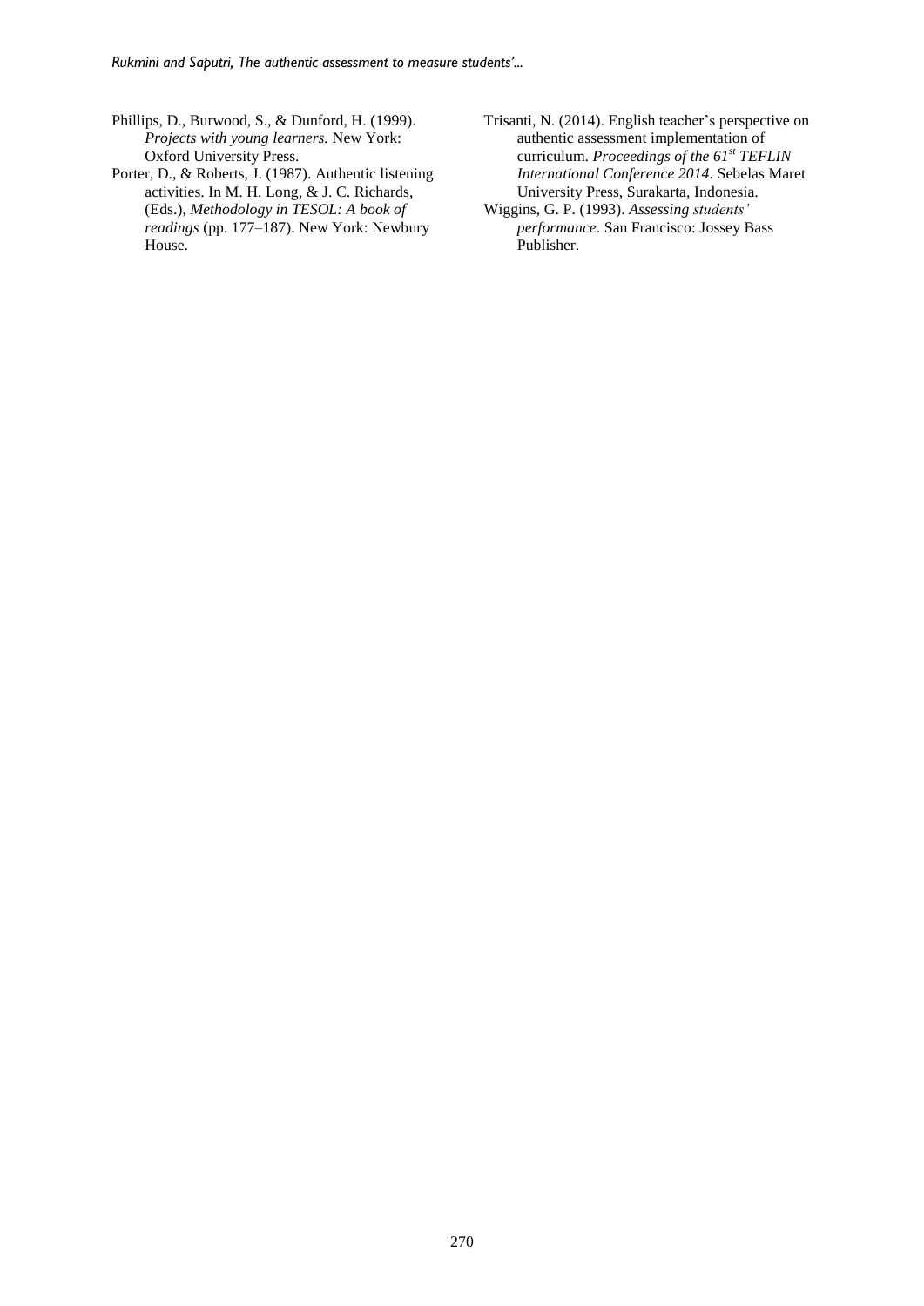Phillips, D., Burwood, S., & Dunford, H. (1999). *Projects with young learners*. New York: Oxford University Press.

Porter, D., & Roberts, J. (1987). Authentic listening activities. In M. H. Long, & J. C. Richards, (Eds.), *Methodology in TESOL: A book of readings* (pp. 177–187). New York: Newbury House.

Trisanti, N. (2014). English teacher's perspective on authentic assessment implementation of curriculum. *Proceedings of the 61st TEFLIN International Conference 2014*. Sebelas Maret University Press, Surakarta, Indonesia.

Wiggins, G. P. (1993). *Assessing students' performance*. San Francisco: Jossey Bass Publisher.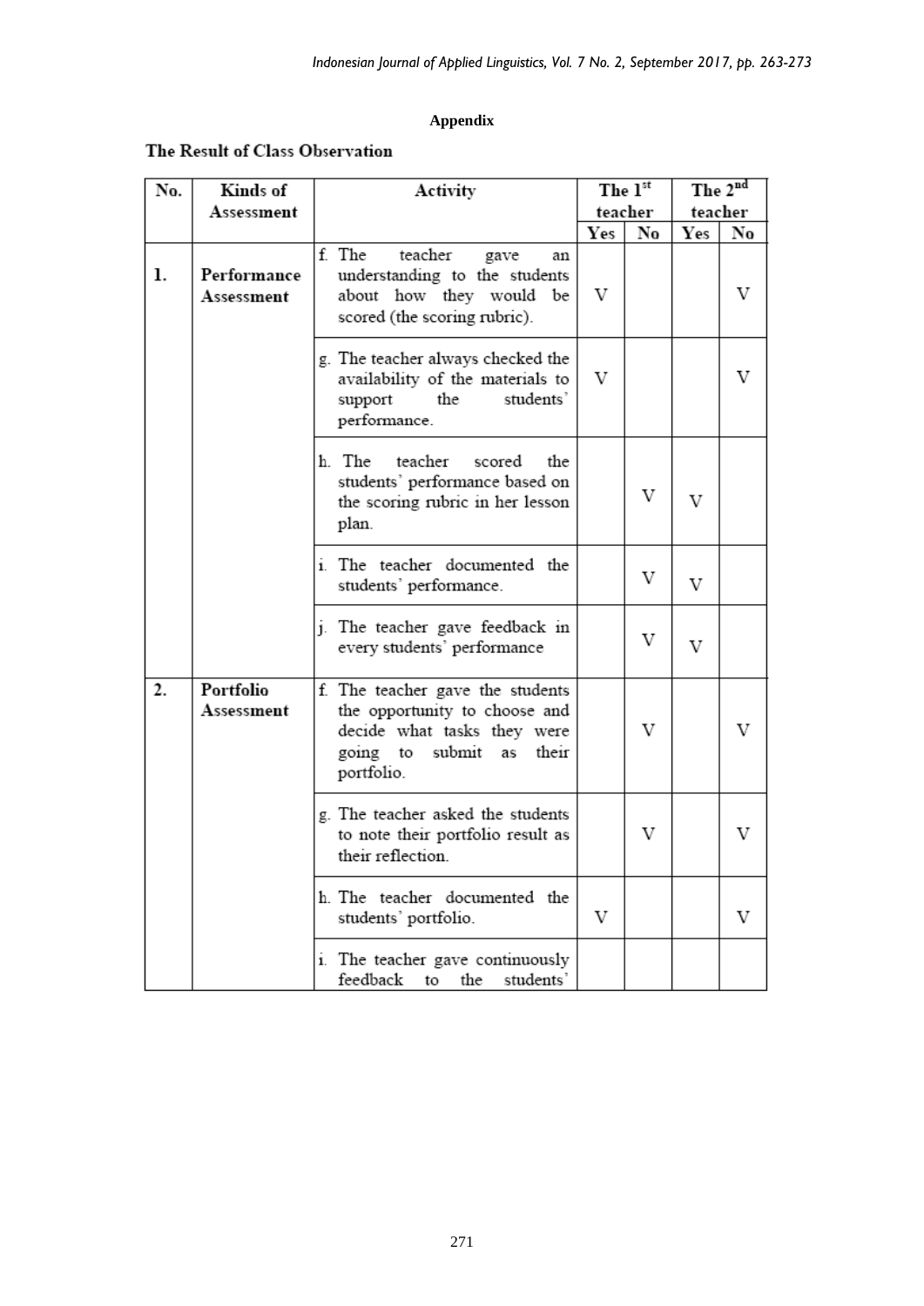**Appendix**

**The Result of Class Observation**

| No. | Kinds of Assessment | Activity | The 1st teacher | | The 2nd teacher | |
|---|---|---|---|---|---|---|
| | | | Yes | No | Yes | No |
| 1. | Performance Assessment | f. The teacher gave an understanding to the students about how they would be scored (the scoring rubric). | V | | | V |
| | | g. The teacher always checked the availability of the materials to support the students' performance. | V | | | V |
| | | h. The teacher scored the students' performance based on the scoring rubric in her lesson plan. | | V | V | |
| | | i. The teacher documented the students' performance. | | V | V | |
| | | j. The teacher gave feedback in every students' performance | | V | V | |
| 2. | Portfolio Assessment | f. The teacher gave the students the opportunity to choose and decide what tasks they were going to submit as their portfolio. | | V | | V |
| | | g. The teacher asked the students to note their portfolio result as their reflection. | | V | | V |
| | | h. The teacher documented the students' portfolio. | V | | | V |
| | | i. The teacher gave continuously feedback to the students' | | | | |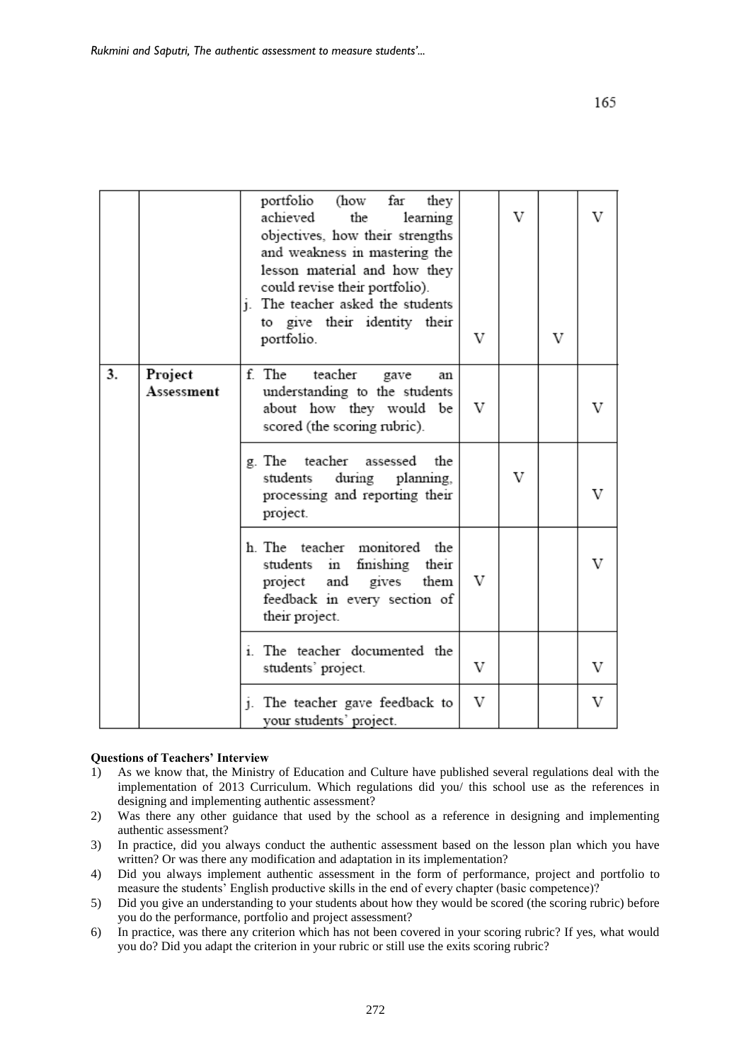| | | | | | | |
|---|---|---|---|---|---|---|
| | | portfolio (how far they achieved the learning objectives, how their strengths and weakness in mastering the lesson material and how they could revise their portfolio). | | V | | V |
| | | j. The teacher asked the students to give their identity their portfolio. | V | | V | |
| **3.** | **Project Assessment** | f. The teacher gave an understanding to the students about how they would be scored (the scoring rubric). | V | | | V |
| | | g. The teacher assessed the students during planning, processing and reporting their project. | | V | | V |
| | | h. The teacher monitored the students in finishing their project and gives them feedback in every section of their project. | V | | | V |
| | | i. The teacher documented the students' project. | V | | | V |
| | | j. The teacher gave feedback to your students' project. | V | | | V |

**Questions of Teachers' Interview**

1) As we know that, the Ministry of Education and Culture have published several regulations deal with the implementation of 2013 Curriculum. Which regulations did you/ this school use as the references in designing and implementing authentic assessment?
2) Was there any other guidance that used by the school as a reference in designing and implementing authentic assessment?
3) In practice, did you always conduct the authentic assessment based on the lesson plan which you have written? Or was there any modification and adaptation in its implementation?
4) Did you always implement authentic assessment in the form of performance, project and portfolio to measure the students' English productive skills in the end of every chapter (basic competence)?
5) Did you give an understanding to your students about how they would be scored (the scoring rubric) before you do the performance, portfolio and project assessment?
6) In practice, was there any criterion which has not been covered in your scoring rubric? If yes, what would you do? Did you adapt the criterion in your rubric or still use the exits scoring rubric?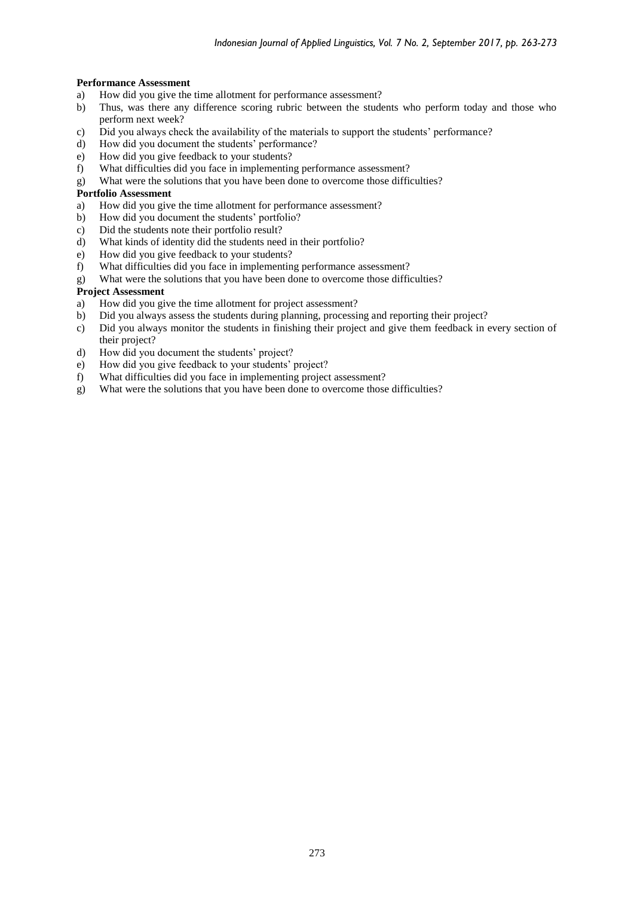**Performance Assessment**

a) How did you give the time allotment for performance assessment?
b) Thus, was there any difference scoring rubric between the students who perform today and those who perform next week?
c) Did you always check the availability of the materials to support the students' performance?
d) How did you document the students' performance?
e) How did you give feedback to your students?
f) What difficulties did you face in implementing performance assessment?
g) What were the solutions that you have been done to overcome those difficulties?

**Portfolio Assessment**

a) How did you give the time allotment for performance assessment?
b) How did you document the students' portfolio?
c) Did the students note their portfolio result?
d) What kinds of identity did the students need in their portfolio?
e) How did you give feedback to your students?
f) What difficulties did you face in implementing performance assessment?
g) What were the solutions that you have been done to overcome those difficulties?

**Project Assessment**

a) How did you give the time allotment for project assessment?
b) Did you always assess the students during planning, processing and reporting their project?
c) Did you always monitor the students in finishing their project and give them feedback in every section of their project?
d) How did you document the students' project?
e) How did you give feedback to your students' project?
f) What difficulties did you face in implementing project assessment?
g) What were the solutions that you have been done to overcome those difficulties?